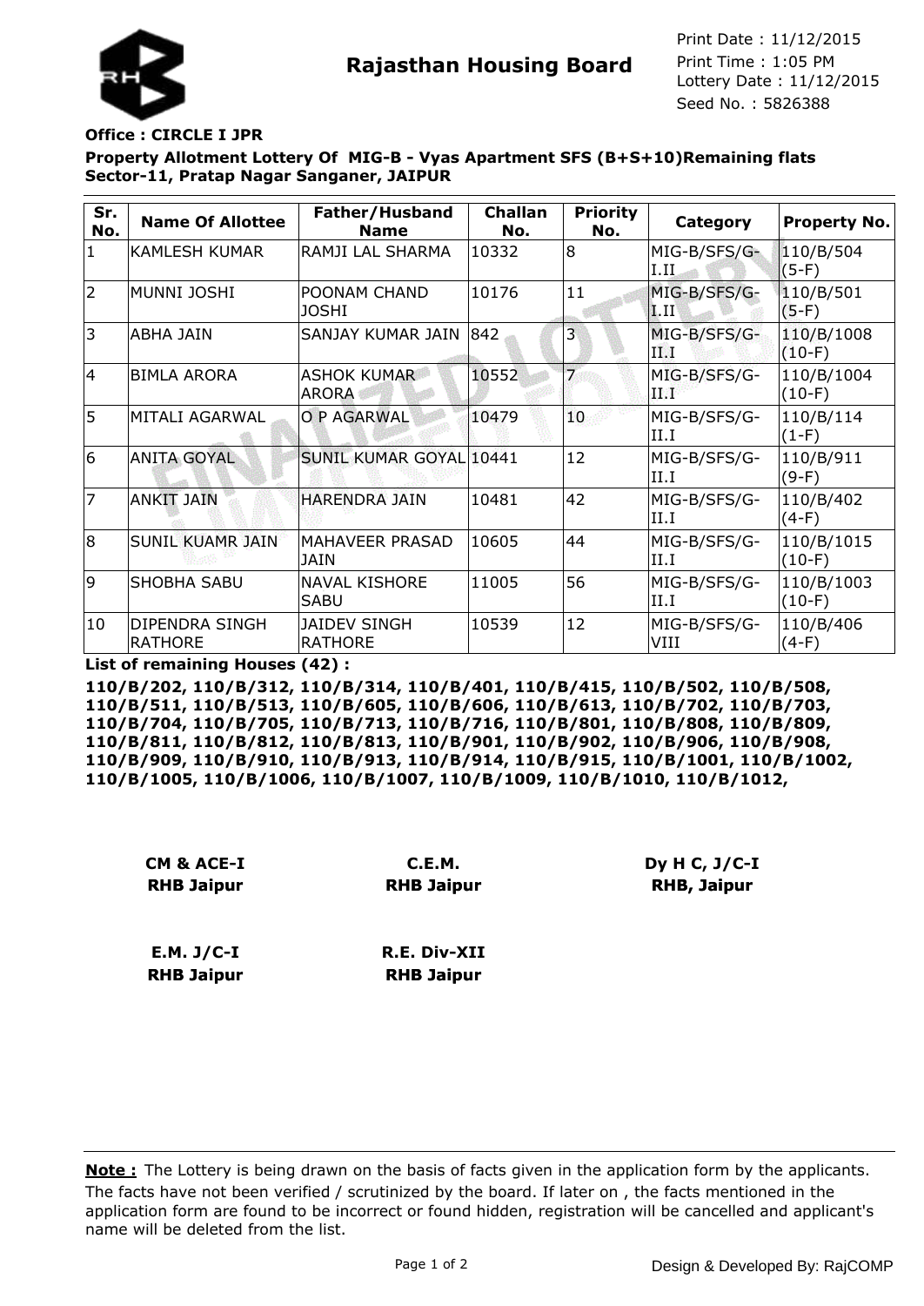# Rajasthan Housing Board

Print Date : 11/12/2015
Print Time : 1:05 PM
Lottery Date : 11/12/2015
Seed No. : 5826388

**Office : CIRCLE I JPR**

**Property Allotment Lottery Of MIG-B - Vyas Apartment SFS (B+S+10)Remaining flats Sector-11, Pratap Nagar Sanganer, JAIPUR**

| Sr. No. | Name Of Allottee | Father/Husband Name | Challan No. | Priority No. | Category | Property No. |
|---|---|---|---|---|---|---|
| 1 | KAMLESH KUMAR | RAMJI LAL SHARMA | 10332 | 8 | MIG-B/SFS/G-I.II | 110/B/504 (5-F) |
| 2 | MUNNI JOSHI | POONAM CHAND JOSHI | 10176 | 11 | MIG-B/SFS/G-I.II | 110/B/501 (5-F) |
| 3 | ABHA JAIN | SANJAY KUMAR JAIN | 842 | 3 | MIG-B/SFS/G-II.I | 110/B/1008 (10-F) |
| 4 | BIMLA ARORA | ASHOK KUMAR ARORA | 10552 | 7 | MIG-B/SFS/G-II.I | 110/B/1004 (10-F) |
| 5 | MITALI AGARWAL | O P AGARWAL | 10479 | 10 | MIG-B/SFS/G-II.I | 110/B/114 (1-F) |
| 6 | ANITA GOYAL | SUNIL KUMAR GOYAL | 10441 | 12 | MIG-B/SFS/G-II.I | 110/B/911 (9-F) |
| 7 | ANKIT JAIN | HARENDRA JAIN | 10481 | 42 | MIG-B/SFS/G-II.I | 110/B/402 (4-F) |
| 8 | SUNIL KUAMR JAIN | MAHAVEER PRASAD JAIN | 10605 | 44 | MIG-B/SFS/G-II.I | 110/B/1015 (10-F) |
| 9 | SHOBHA SABU | NAVAL KISHORE SABU | 11005 | 56 | MIG-B/SFS/G-II.I | 110/B/1003 (10-F) |
| 10 | DIPENDRA SINGH RATHORE | JAIDEV SINGH RATHORE | 10539 | 12 | MIG-B/SFS/G-VIII | 110/B/406 (4-F) |

**List of remaining Houses (42) :**

**110/B/202, 110/B/312, 110/B/314, 110/B/401, 110/B/415, 110/B/502, 110/B/508, 110/B/511, 110/B/513, 110/B/605, 110/B/606, 110/B/613, 110/B/702, 110/B/703, 110/B/704, 110/B/705, 110/B/713, 110/B/716, 110/B/801, 110/B/808, 110/B/809, 110/B/811, 110/B/812, 110/B/813, 110/B/901, 110/B/902, 110/B/906, 110/B/908, 110/B/909, 110/B/910, 110/B/913, 110/B/914, 110/B/915, 110/B/1001, 110/B/1002, 110/B/1005, 110/B/1006, 110/B/1007, 110/B/1009, 110/B/1010, 110/B/1012,**

**CM & ACE-I**
**RHB Jaipur**

**C.E.M.**
**RHB Jaipur**

**Dy H C, J/C-I**
**RHB, Jaipur**

**E.M. J/C-I**
**RHB Jaipur**

**R.E. Div-XII**
**RHB Jaipur**

**Note :** The Lottery is being drawn on the basis of facts given in the application form by the applicants. The facts have not been verified / scrutinized by the board. If later on , the facts mentioned in the application form are found to be incorrect or found hidden, registration will be cancelled and applicant's name will be deleted from the list.

Design & Developed By: RajCOMP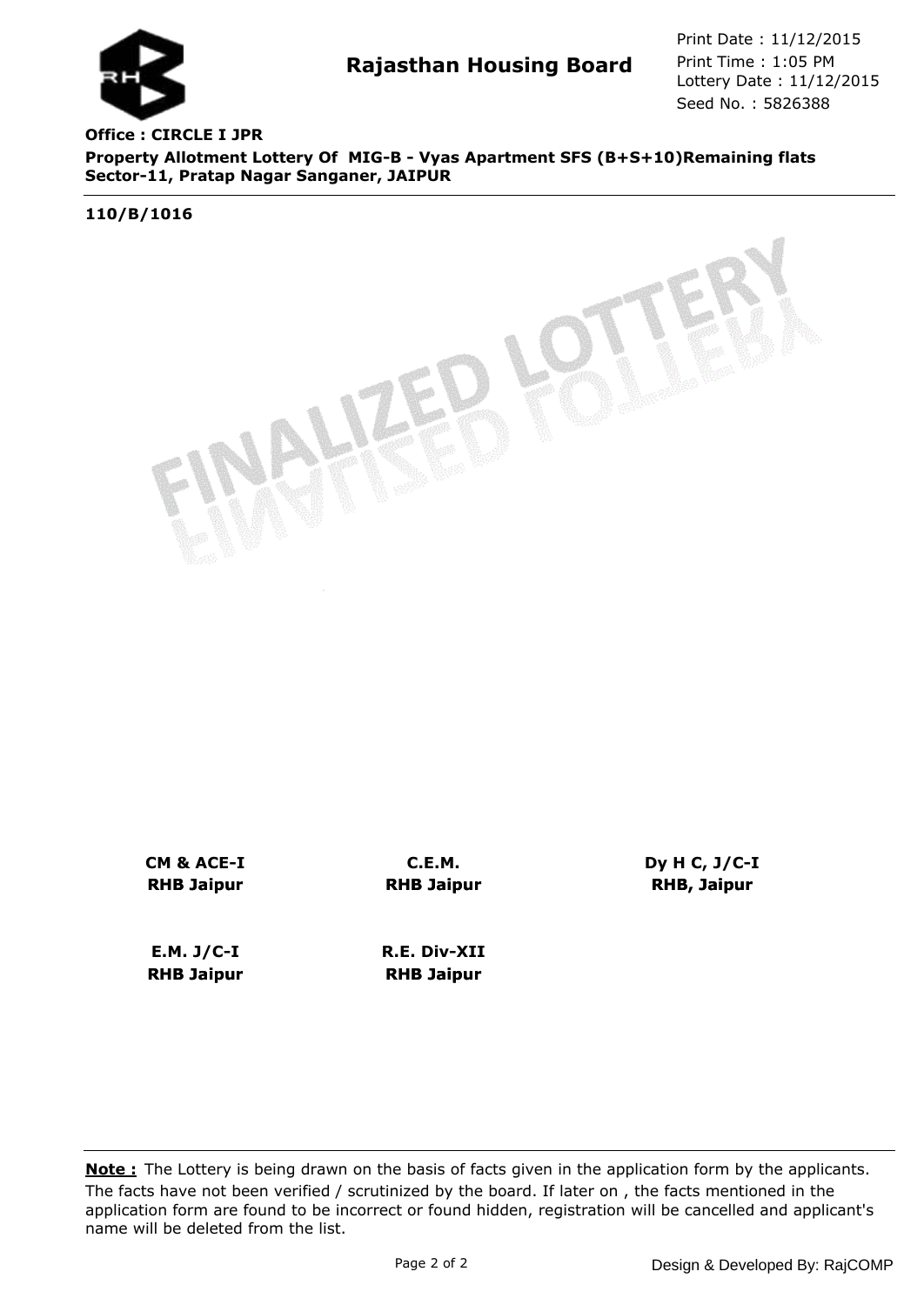**Rajasthan Housing Board**

Print Date : 11/12/2015
Print Time : 1:05 PM
Lottery Date : 11/12/2015
Seed No. : 5826388

**Office : CIRCLE I JPR**
**Property Allotment Lottery Of MIG-B - Vyas Apartment SFS (B+S+10)Remaining flats Sector-11, Pratap Nagar Sanganer, JAIPUR**

**110/B/1016**

FINALIZED LOTTERY

| | | |
|---|---|---|
| **CM & ACE-I**<br>**RHB Jaipur** | **C.E.M.**<br>**RHB Jaipur** | **Dy H C, J/C-I**<br>**RHB, Jaipur** |
| **E.M. J/C-I**<br>**RHB Jaipur** | **R.E. Div-XII**<br>**RHB Jaipur** | |

**Note :** The Lottery is being drawn on the basis of facts given in the application form by the applicants. The facts have not been verified / scrutinized by the board. If later on , the facts mentioned in the application form are found to be incorrect or found hidden, registration will be cancelled and applicant's name will be deleted from the list.

Design & Developed By: RajCOMP